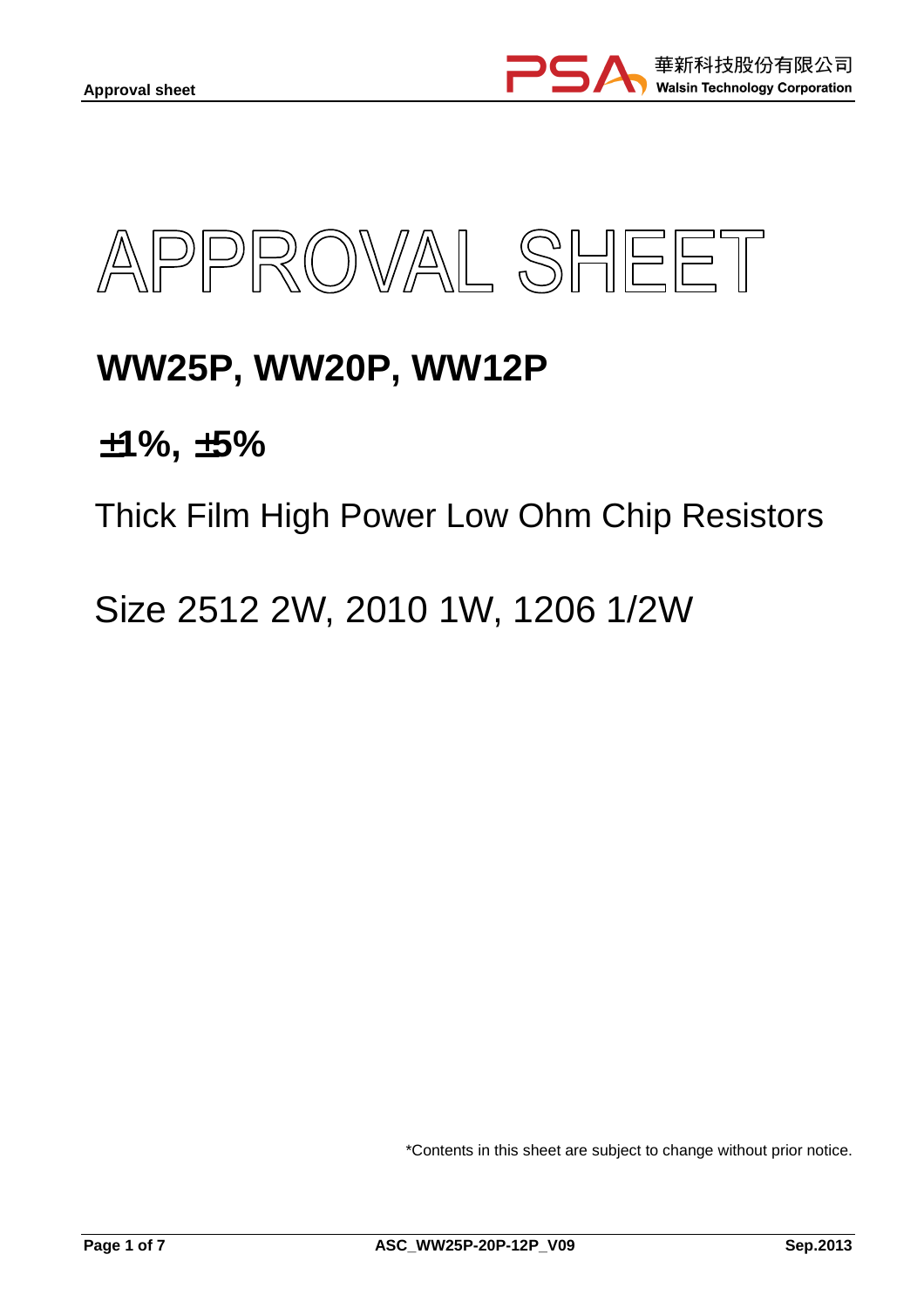# APPROVAL SHEET

## WW25P, WW20P, WW12P

## ±1%, ±5%

Thick Film High Power Low Ohm Chip Resistors

Size 2512 2W, 2010 1W, 1206 1/2W

*Contents in this sheet are subject to change without prior notice.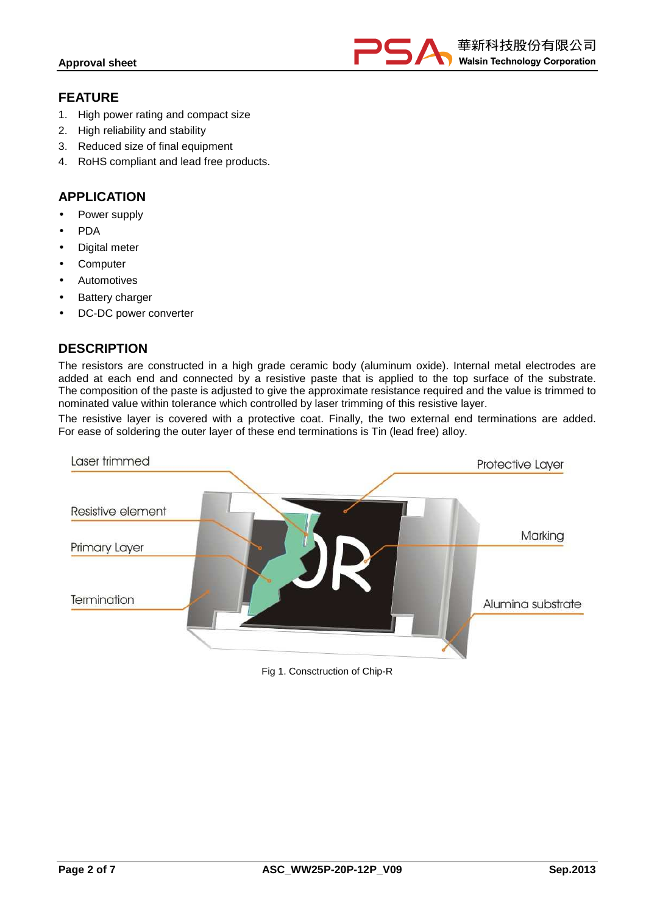## FEATURE

1. High power rating and compact size
2. High reliability and stability
3. Reduced size of final equipment
4. RoHS compliant and lead free products.

## APPLICATION

- Power supply
- PDA
- Digital meter
- Computer
- Automotives
- Battery charger
- DC-DC power converter

## DESCRIPTION

The resistors are constructed in a high grade ceramic body (aluminum oxide). Internal metal electrodes are added at each end and connected by a resistive paste that is applied to the top surface of the substrate. The composition of the paste is adjusted to give the approximate resistance required and the value is trimmed to nominated value within tolerance which controlled by laser trimming of this resistive layer.

The resistive layer is covered with a protective coat. Finally, the two external end terminations are added. For ease of soldering the outer layer of these end terminations is Tin (lead free) alloy.

Laser trimmed

Protective Layer

Resistive element

Marking

Primary Layer

Termination

Alumina substrate

Fig 1. Consctruction of Chip-R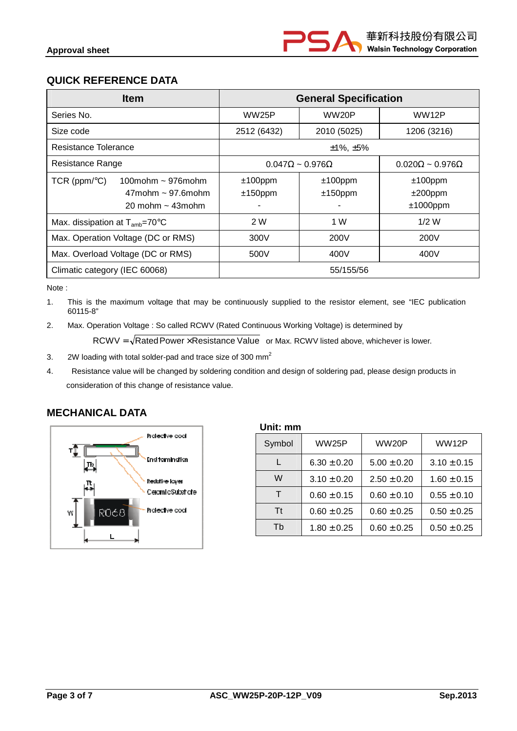## QUICK REFERENCE DATA

| Item | General Specification | | |
|---|---|---|---|
| Series No. | WW25P | WW20P | WW12P |
| Size code | 2512 (6432) | 2010 (5025) | 1206 (3216) |
| Resistance Tolerance | ±1%, ±5% | | |
| Resistance Range | 0.047Ω ~ 0.976Ω | | 0.020Ω ~ 0.976Ω |
| TCR (ppm/°C) 100mohm ~ 976mohm<br>47mohm ~ 97.6mohm<br>20 mohm ~ 43mohm | ±100ppm<br>±150ppm<br>- | ±100ppm<br>±150ppm<br>- | ±100ppm<br>±200ppm<br>±1000ppm |
| Max. dissipation at $T_{amb}$=70°C | 2 W | 1 W | 1/2 W |
| Max. Operation Voltage (DC or RMS) | 300V | 200V | 200V |
| Max. Overload Voltage (DC or RMS) | 500V | 400V | 400V |
| Climatic category (IEC 60068) | 55/155/56 | | |

Note :

1. This is the maximum voltage that may be continuously supplied to the resistor element, see "IEC publication 60115-8"
2. Max. Operation Voltage : So called RCWV (Rated Continuous Working Voltage) is determined by

   $RCWV = \sqrt{\text{Rated Power} \times \text{Resistance Value}}$ or Max. RCWV listed above, whichever is lower.
3. 2W loading with total solder-pad and trace size of 300 $mm^2$
4. Resistance value will be changed by soldering condition and design of soldering pad, please design products in consideration of this change of resistance value.

## MECHANICAL DATA

Unit: mm

| Symbol | WW25P | WW20P | WW12P |
|---|---|---|---|
| L | 6.30 ±0.20 | 5.00 ±0.20 | 3.10 ±0.15 |
| W | 3.10 ±0.20 | 2.50 ±0.20 | 1.60 ±0.15 |
| T | 0.60 ±0.15 | 0.60 ±0.10 | 0.55 ±0.10 |
| Tt | 0.60 ±0.25 | 0.60 ±0.25 | 0.50 ±0.25 |
| Tb | 1.80 ±0.25 | 0.60 ±0.25 | 0.50 ±0.25 |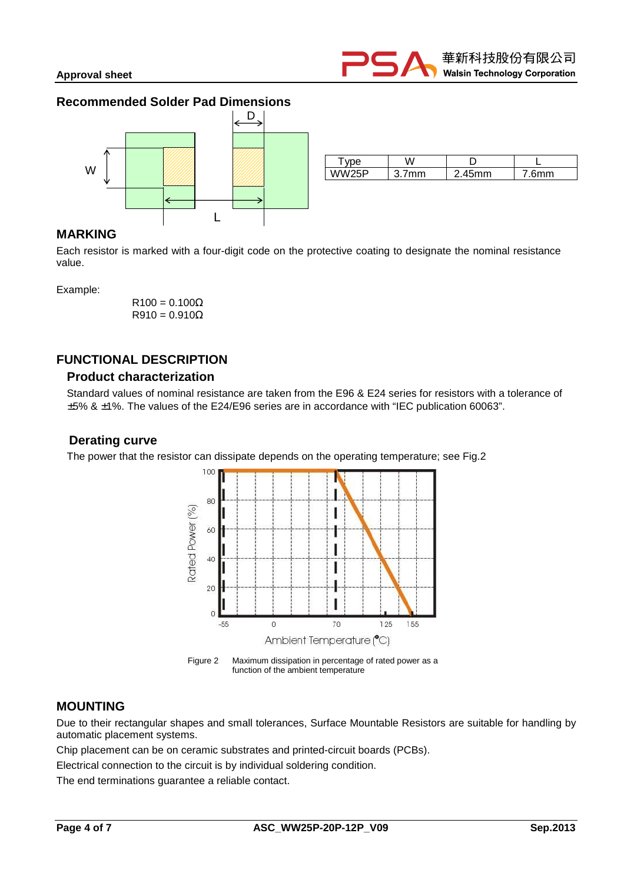## Recommended Solder Pad Dimensions

| Type | W | D | L |
|---|---|---|---|
| WW25P | 3.7mm | 2.45mm | 7.6mm |

## MARKING

Each resistor is marked with a four-digit code on the protective coating to designate the nominal resistance value.

Example:

R100 = 0.100Ω
R910 = 0.910Ω

## FUNCTIONAL DESCRIPTION

### Product characterization

Standard values of nominal resistance are taken from the E96 & E24 series for resistors with a tolerance of ±5% & ±1%. The values of the E24/E96 series are in accordance with "IEC publication 60063".

### Derating curve

The power that the resistor can dissipate depends on the operating temperature; see Fig.2

Figure 2 Maximum dissipation in percentage of rated power as a function of the ambient temperature

## MOUNTING

Due to their rectangular shapes and small tolerances, Surface Mountable Resistors are suitable for handling by automatic placement systems.

Chip placement can be on ceramic substrates and printed-circuit boards (PCBs).

Electrical connection to the circuit is by individual soldering condition.

The end terminations guarantee a reliable contact.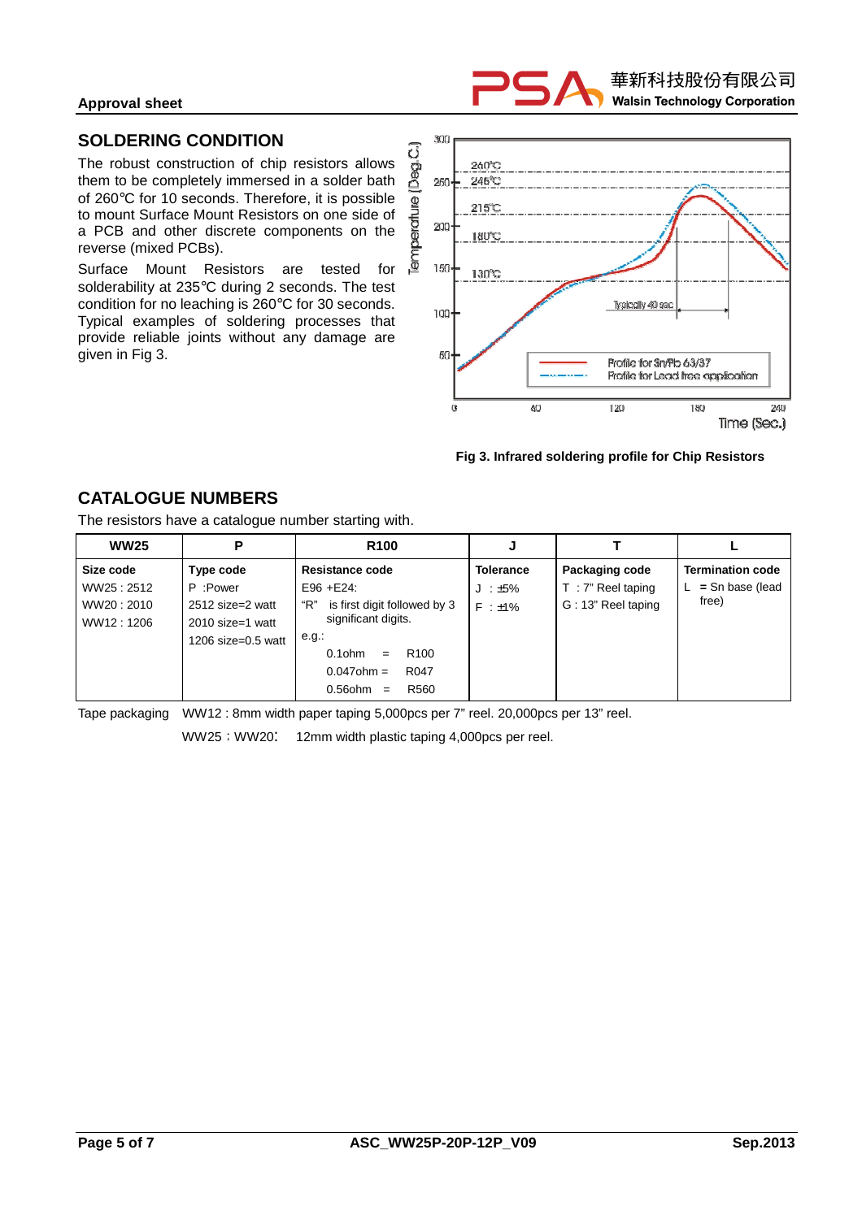## SOLDERING CONDITION

The robust construction of chip resistors allows them to be completely immersed in a solder bath of 260℃ for 10 seconds. Therefore, it is possible to mount Surface Mount Resistors on one side of a PCB and other discrete components on the reverse (mixed PCBs).

Surface Mount Resistors are tested for solderability at 235℃ during 2 seconds. The test condition for no leaching is 260℃ for 30 seconds. Typical examples of soldering processes that provide reliable joints without any damage are given in Fig 3.

**Fig 3. Infrared soldering profile for Chip Resistors**

## CATALOGUE NUMBERS

The resistors have a catalogue number starting with.

| WW25 | P | R100 | J | T | L |
|---|---|---|---|---|---|
| **Size code**<br>WW25 : 2512<br>WW20 : 2010<br>WW12 : 1206 | **Type code**<br>P :Power<br>2512 size=2 watt<br>2010 size=1 watt<br>1206 size=0.5 watt | **Resistance code**<br>E96 +E24:<br>"R" is first digit followed by 3 significant digits.<br>e.g.:<br>0.1ohm = R100<br>0.047ohm = R047<br>0.56ohm = R560 | **Tolerance**<br>J : ±5%<br>F : ±1% | **Packaging code**<br>T : 7" Reel taping<br>G : 13" Reel taping | **Termination code**<br>L = Sn base (lead free) |

Tape packaging WW12 : 8mm width paper taping 5,000pcs per 7" reel. 20,000pcs per 13" reel.

WW25 : WW20: 12mm width plastic taping 4,000pcs per reel.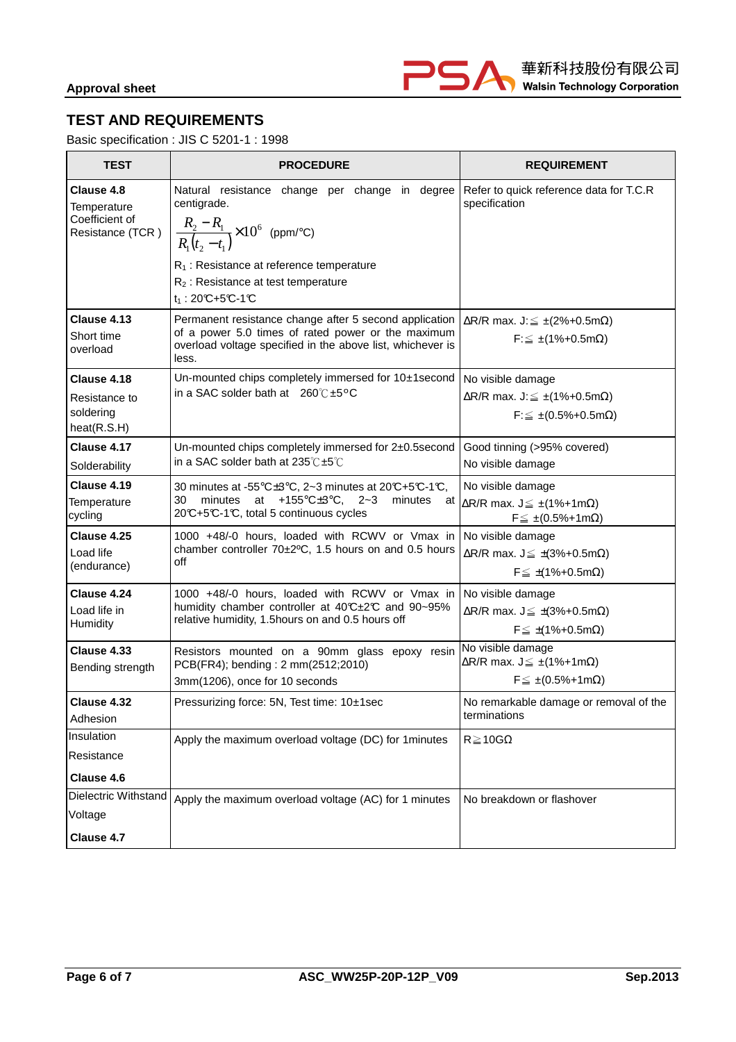## TEST AND REQUIREMENTS

Basic specification : JIS C 5201-1 : 1998

| TEST | PROCEDURE | REQUIREMENT |
|---|---|---|
| **Clause 4.8** Temperature Coefficient of Resistance (TCR ) | Natural resistance change per change in degree centigrade. $\frac{R_2 - R_1}{R_1(t_2 - t_1)} \times 10^6$ (ppm/°C) $R_1$ : Resistance at reference temperature $R_2$ : Resistance at test temperature $t_1$ : 20℃+5℃-1℃ | Refer to quick reference data for T.C.R specification |
| **Clause 4.13** Short time overload | Permanent resistance change after 5 second application of a power 5.0 times of rated power or the maximum overload voltage specified in the above list, whichever is less. | ΔR/R max. J:≦ ±(2%+0.5mΩ) F:≦ ±(1%+0.5mΩ) |
| **Clause 4.18** Resistance to soldering heat(R.S.H) | Un-mounted chips completely immersed for 10±1second in a SAC solder bath at 260℃±5°C | No visible damage ΔR/R max. J:≦ ±(1%+0.5mΩ) F:≦ ±(0.5%+0.5mΩ) |
| **Clause 4.17** Solderability | Un-mounted chips completely immersed for 2±0.5second in a SAC solder bath at 235℃±5℃ | Good tinning (>95% covered) No visible damage |
| **Clause 4.19** Temperature cycling | 30 minutes at -55℃±3℃, 2~3 minutes at 20℃+5℃-1℃, 30 minutes at +155℃±3℃, 2~3 minutes at 20℃+5℃-1℃, total 5 continuous cycles | No visible damage ΔR/R max. J≦ ±(1%+1mΩ) F≦ ±(0.5%+1mΩ) |
| **Clause 4.25** Load life (endurance) | 1000 +48/-0 hours, loaded with RCWV or Vmax in chamber controller 70±2ºC, 1.5 hours on and 0.5 hours off | No visible damage ΔR/R max. J≦ ±(3%+0.5mΩ) F≦ ±(1%+0.5mΩ) |
| **Clause 4.24** Load life in Humidity | 1000 +48/-0 hours, loaded with RCWV or Vmax in humidity chamber controller at 40℃±2℃ and 90~95% relative humidity, 1.5hours on and 0.5 hours off | No visible damage ΔR/R max. J≦ ±(3%+0.5mΩ) F≦ ±(1%+0.5mΩ) |
| **Clause 4.33** Bending strength | Resistors mounted on a 90mm glass epoxy resin PCB(FR4); bending : 2 mm(2512;2010) 3mm(1206), once for 10 seconds | No visible damage ΔR/R max. J≦ ±(1%+1mΩ) F≦ ±(0.5%+1mΩ) |
| **Clause 4.32** Adhesion | Pressurizing force: 5N, Test time: 10±1sec | No remarkable damage or removal of the terminations |
| Insulation Resistance **Clause 4.6** | Apply the maximum overload voltage (DC) for 1minutes | R≧10GΩ |
| Dielectric Withstand Voltage **Clause 4.7** | Apply the maximum overload voltage (AC) for 1 minutes | No breakdown or flashover |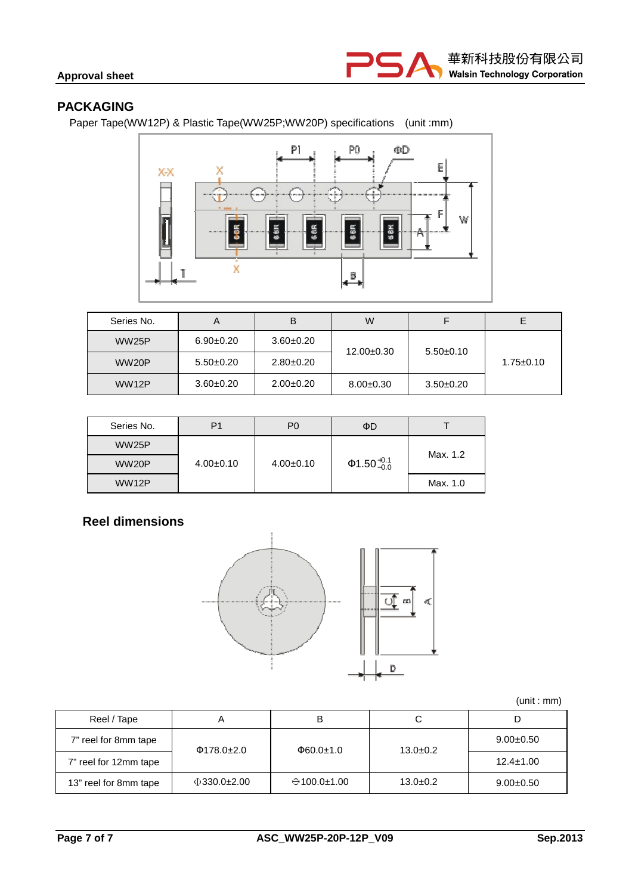## PACKAGING

Paper Tape(WW12P) & Plastic Tape(WW25P;WW20P) specifications (unit :mm)

| Series No. | A | B | W | F | E |
|---|---|---|---|---|---|
| WW25P | 6.90±0.20 | 3.60±0.20 | 12.00±0.30 | 5.50±0.10 | 1.75±0.10 |
| WW20P | 5.50±0.20 | 2.80±0.20 | | | |
| WW12P | 3.60±0.20 | 2.00±0.20 | 8.00±0.30 | 3.50±0.20 | |

| Series No. | P1 | P0 | ΦD | T |
|---|---|---|---|---|
| WW25P | 4.00±0.10 | 4.00±0.10 | $\Phi 1.50^{+0.1}_{-0.0}$ | Max. 1.2 |
| WW20P | | | | |
| WW12P | | | | Max. 1.0 |

### Reel dimensions

(unit : mm)

| Reel / Tape | A | B | C | D |
|---|---|---|---|---|
| 7" reel for 8mm tape | Φ178.0±2.0 | Φ60.0±1.0 | 13.0±0.2 | 9.00±0.50 |
| 7" reel for 12mm tape | | | | 12.4±1.00 |
| 13" reel for 8mm tape | Φ330.0±2.00 | Φ100.0±1.00 | 13.0±0.2 | 9.00±0.50 |